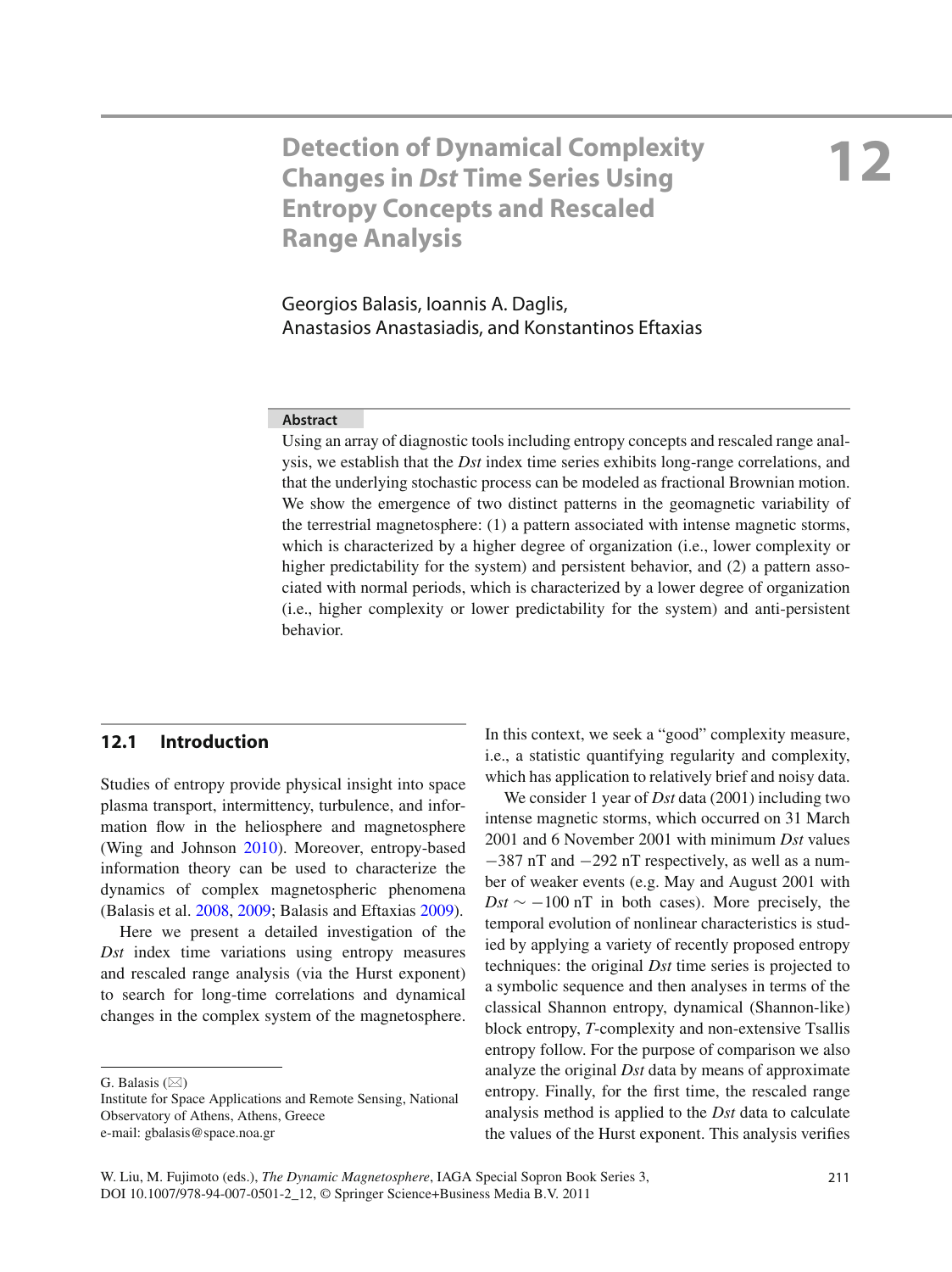# Detection of Dynamical Complexity Changes in *Dst* Time Series Using Entropy Concepts and Rescaled Range Analysis

**12**

Georgios Balasis, Ioannis A. Daglis, Anastasios Anastasiadis, and Konstantinos Eftaxias

**Abstract**

Using an array of diagnostic tools including entropy concepts and rescaled range analysis, we establish that the *Dst* index time series exhibits long-range correlations, and that the underlying stochastic process can be modeled as fractional Brownian motion. We show the emergence of two distinct patterns in the geomagnetic variability of the terrestrial magnetosphere: (1) a pattern associated with intense magnetic storms, which is characterized by a higher degree of organization (i.e., lower complexity or higher predictability for the system) and persistent behavior, and (2) a pattern associated with normal periods, which is characterized by a lower degree of organization (i.e., higher complexity or lower predictability for the system) and anti-persistent behavior.

## 12.1 Introduction

Studies of entropy provide physical insight into space plasma transport, intermittency, turbulence, and information flow in the heliosphere and magnetosphere (Wing and Johnson 2010). Moreover, entropy-based information theory can be used to characterize the dynamics of complex magnetospheric phenomena (Balasis et al. 2008, 2009; Balasis and Eftaxias 2009).

Here we present a detailed investigation of the *Dst* index time variations using entropy measures and rescaled range analysis (via the Hurst exponent) to search for long-time correlations and dynamical changes in the complex system of the magnetosphere.

In this context, we seek a "good" complexity measure, i.e., a statistic quantifying regularity and complexity, which has application to relatively brief and noisy data.

We consider 1 year of *Dst* data (2001) including two intense magnetic storms, which occurred on 31 March 2001 and 6 November 2001 with minimum *Dst* values $-387$ nT and $-292$ nT respectively, as well as a number of weaker events (e.g. May and August 2001 with $Dst \sim -100$ nT in both cases). More precisely, the temporal evolution of nonlinear characteristics is studied by applying a variety of recently proposed entropy techniques: the original *Dst* time series is projected to a symbolic sequence and then analyses in terms of the classical Shannon entropy, dynamical (Shannon-like) block entropy, *T*-complexity and non-extensive Tsallis entropy follow. For the purpose of comparison we also analyze the original *Dst* data by means of approximate entropy. Finally, for the first time, the rescaled range analysis method is applied to the *Dst* data to calculate the values of the Hurst exponent. This analysis verifies

G. Balasis (✉)
Institute for Space Applications and Remote Sensing, National Observatory of Athens, Athens, Greece
e-mail: gbalasis@space.noa.gr

W. Liu, M. Fujimoto (eds.), *The Dynamic Magnetosphere*, IAGA Special Sopron Book Series 3, DOI 10.1007/978-94-007-0501-2_12, © Springer Science+Business Media B.V. 2011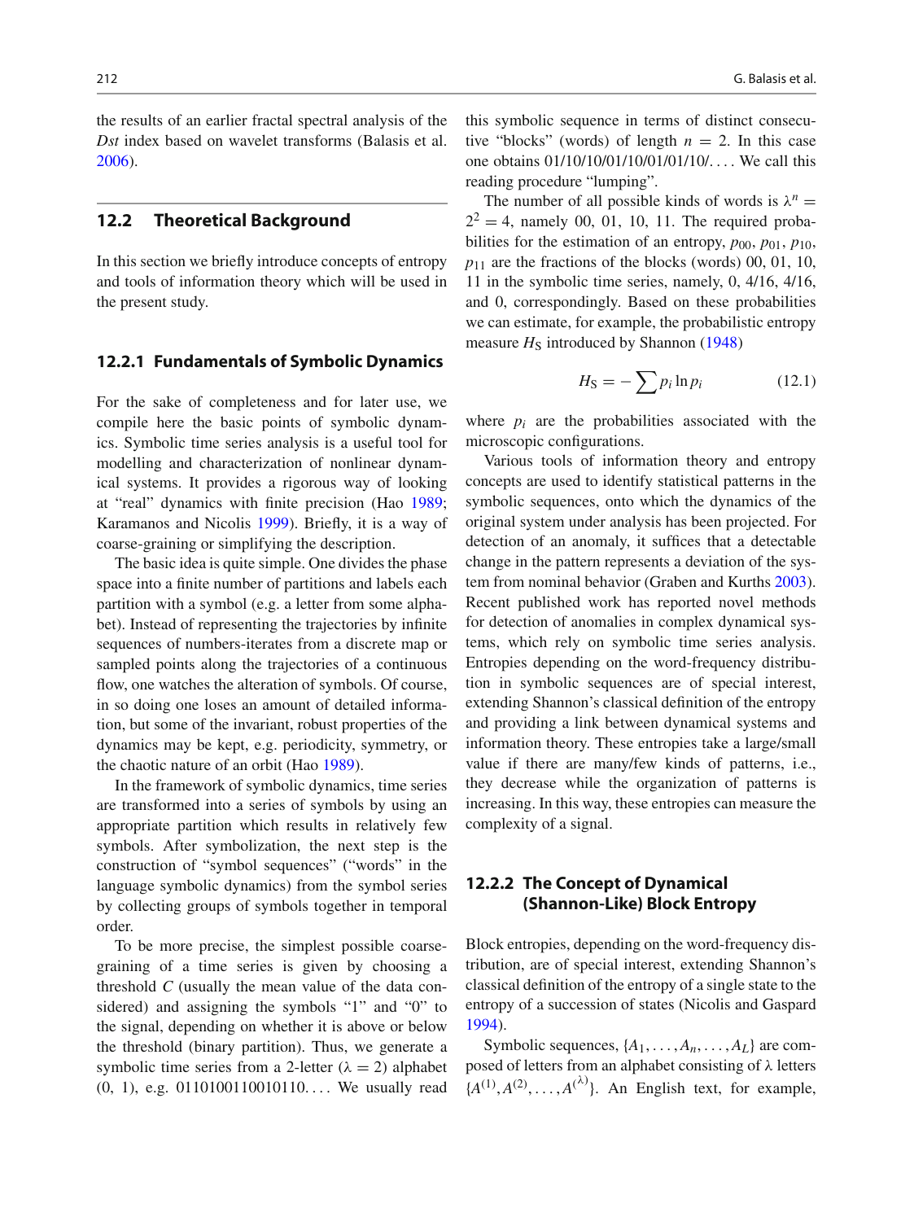the results of an earlier fractal spectral analysis of the *Dst* index based on wavelet transforms (Balasis et al. 2006).

## 12.2 Theoretical Background

In this section we briefly introduce concepts of entropy and tools of information theory which will be used in the present study.

### 12.2.1 Fundamentals of Symbolic Dynamics

For the sake of completeness and for later use, we compile here the basic points of symbolic dynamics. Symbolic time series analysis is a useful tool for modelling and characterization of nonlinear dynamical systems. It provides a rigorous way of looking at "real" dynamics with finite precision (Hao 1989; Karamanos and Nicolis 1999). Briefly, it is a way of coarse-graining or simplifying the description.

The basic idea is quite simple. One divides the phase space into a finite number of partitions and labels each partition with a symbol (e.g. a letter from some alphabet). Instead of representing the trajectories by infinite sequences of numbers-iterates from a discrete map or sampled points along the trajectories of a continuous flow, one watches the alteration of symbols. Of course, in so doing one loses an amount of detailed information, but some of the invariant, robust properties of the dynamics may be kept, e.g. periodicity, symmetry, or the chaotic nature of an orbit (Hao 1989).

In the framework of symbolic dynamics, time series are transformed into a series of symbols by using an appropriate partition which results in relatively few symbols. After symbolization, the next step is the construction of "symbol sequences" ("words" in the language symbolic dynamics) from the symbol series by collecting groups of symbols together in temporal order.

To be more precise, the simplest possible coarse-graining of a time series is given by choosing a threshold $C$ (usually the mean value of the data considered) and assigning the symbols "1" and "0" to the signal, depending on whether it is above or below the threshold (binary partition). Thus, we generate a symbolic time series from a 2-letter ($\lambda = 2$) alphabet (0, 1), e.g. 0110100110010110.... We usually read this symbolic sequence in terms of distinct consecutive "blocks" (words) of length $n = 2$. In this case one obtains 01/10/10/01/10/01/01/10/.... We call this reading procedure "lumping".

The number of all possible kinds of words is $\lambda^n = 2^2 = 4$, namely 00, 01, 10, 11. The required probabilities for the estimation of an entropy, $p_{00}$, $p_{01}$, $p_{10}$, $p_{11}$ are the fractions of the blocks (words) 00, 01, 10, 11 in the symbolic time series, namely, 0, 4/16, 4/16, and 0, correspondingly. Based on these probabilities we can estimate, for example, the probabilistic entropy measure $H_{\mathrm{S}}$ introduced by Shannon (1948)

$$H_{\mathrm{S}} = -\sum p_i \ln p_i \tag{12.1}$$

where $p_i$ are the probabilities associated with the microscopic configurations.

Various tools of information theory and entropy concepts are used to identify statistical patterns in the symbolic sequences, onto which the dynamics of the original system under analysis has been projected. For detection of an anomaly, it suffices that a detectable change in the pattern represents a deviation of the system from nominal behavior (Graben and Kurths 2003). Recent published work has reported novel methods for detection of anomalies in complex dynamical systems, which rely on symbolic time series analysis. Entropies depending on the word-frequency distribution in symbolic sequences are of special interest, extending Shannon's classical definition of the entropy and providing a link between dynamical systems and information theory. These entropies take a large/small value if there are many/few kinds of patterns, i.e., they decrease while the organization of patterns is increasing. In this way, these entropies can measure the complexity of a signal.

### 12.2.2 The Concept of Dynamical (Shannon-Like) Block Entropy

Block entropies, depending on the word-frequency distribution, are of special interest, extending Shannon's classical definition of the entropy of a single state to the entropy of a succession of states (Nicolis and Gaspard 1994).

Symbolic sequences, $\{A_1, \ldots, A_n, \ldots, A_L\}$ are composed of letters from an alphabet consisting of $\lambda$ letters $\{A^{(1)}, A^{(2)}, \ldots, A^{(\lambda)}\}$. An English text, for example,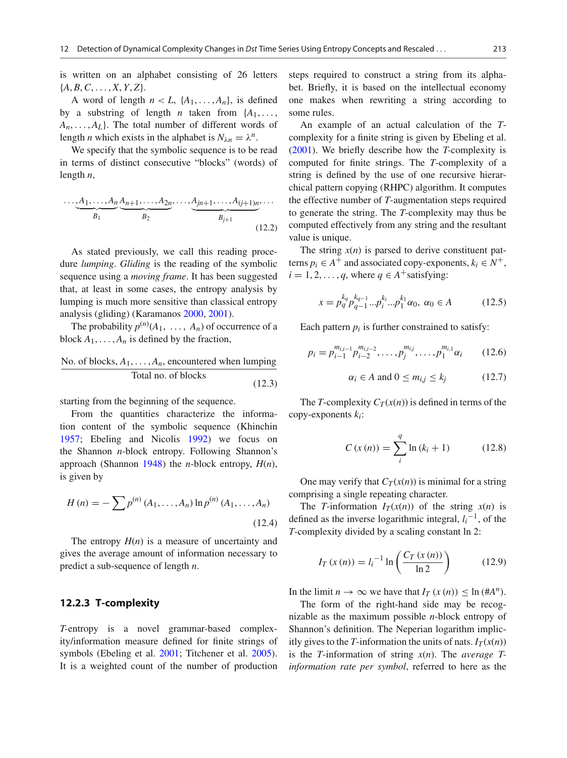is written on an alphabet consisting of 26 letters $\{A, B, C, \ldots, X, Y, Z\}$.

A word of length $n < L$, $\{A_1, \ldots, A_n\}$, is defined by a substring of length $n$ taken from $\{A_1, \ldots, A_n, \ldots, A_L\}$. The total number of different words of length $n$ which exists in the alphabet is $N_{\lambda n} = \lambda^n$.

We specify that the symbolic sequence is to be read in terms of distinct consecutive "blocks" (words) of length $n$,

$$\ldots \underbrace{A_1, \ldots, A_n}_{B_1} \underbrace{A_{n+1}, \ldots, A_{2n}}_{B_2}, \ldots, \underbrace{A_{jn+1}, \ldots, A_{(j+1)n}}_{B_{j+1}}, \ldots \tag{12.2}$$

As stated previously, we call this reading procedure *lumping*. *Gliding* is the reading of the symbolic sequence using a *moving frame*. It has been suggested that, at least in some cases, the entropy analysis by lumping is much more sensitive than classical entropy analysis (gliding) (Karamanos 2000, 2001).

The probability $p^{(n)}(A_1, \ldots, A_n)$ of occurrence of a block $A_1, \ldots, A_n$ is defined by the fraction,

$$\frac{\text{No. of blocks, } A_1, \ldots, A_n \text{, encountered when lumping}}{\text{Total no. of blocks}} \tag{12.3}$$

starting from the beginning of the sequence.

From the quantities characterize the information content of the symbolic sequence (Khinchin 1957; Ebeling and Nicolis 1992) we focus on the Shannon $n$-block entropy. Following Shannon's approach (Shannon 1948) the $n$-block entropy, $H(n)$, is given by

$$H(n) = -\sum p^{(n)}(A_1, \ldots, A_n) \ln p^{(n)}(A_1, \ldots, A_n) \tag{12.4}$$

The entropy $H(n)$ is a measure of uncertainty and gives the average amount of information necessary to predict a sub-sequence of length $n$.

### 12.2.3 T-complexity

*T*-entropy is a novel grammar-based complexity/information measure defined for finite strings of symbols (Ebeling et al. 2001; Titchener et al. 2005). It is a weighted count of the number of production steps required to construct a string from its alphabet. Briefly, it is based on the intellectual economy one makes when rewriting a string according to some rules.

An example of an actual calculation of the *T*-complexity for a finite string is given by Ebeling et al. (2001). We briefly describe how the *T*-complexity is computed for finite strings. The *T*-complexity of a string is defined by the use of one recursive hierarchical pattern copying (RHPC) algorithm. It computes the effective number of *T*-augmentation steps required to generate the string. The *T*-complexity may thus be computed effectively from any string and the resultant value is unique.

The string $x(n)$ is parsed to derive constituent patterns $p_i \in A^+$ and associated copy-exponents, $k_i \in N^+$, $i = 1, 2, \ldots, q$, where $q \in A^+$satisfying:

$$x = p_q^{k_q} p_{q-1}^{k_{q-1}} .. p_i^{k_i} ... p_1^{k_1} \alpha_0, \ \alpha_0 \in A \tag{12.5}$$

Each pattern $p_i$ is further constrained to satisfy:

$$p_i = p_{i-1}^{m_{i,i-1}} p_{i-2}^{m_{i,i-2}}, \ldots, p_j^{m_{i,j}}, \ldots, p_1^{m_{i,1}} \alpha_i \tag{12.6}$$

$$\alpha_i \in A \text{ and } 0 \leq m_{i,j} \leq k_j \tag{12.7}$$

The *T*-complexity $C_T(x(n))$ is defined in terms of the copy-exponents $k_i$:

$$C(x(n)) = \sum_i^q \ln(k_i + 1) \tag{12.8}$$

One may verify that $C_T(x(n))$ is minimal for a string comprising a single repeating character.

The *T*-information $I_T(x(n))$ of the string $x(n)$ is defined as the inverse logarithmic integral, $l_i{}^{-1}$, of the *T*-complexity divided by a scaling constant ln 2:

$$I_T(x(n)) = l_i^{-1} \ln\left(\frac{C_T(x(n))}{\ln 2}\right) \tag{12.9}$$

In the limit $n \to \infty$ we have that $I_T(x(n)) \leq \ln(\#A^n)$.

The form of the right-hand side may be recognizable as the maximum possible $n$-block entropy of Shannon's definition. The Neperian logarithm implicitly gives to the *T*-information the units of nats. $I_T(x(n))$ is the *T*-information of string $x(n)$. The *average T-information rate per symbol*, referred to here as the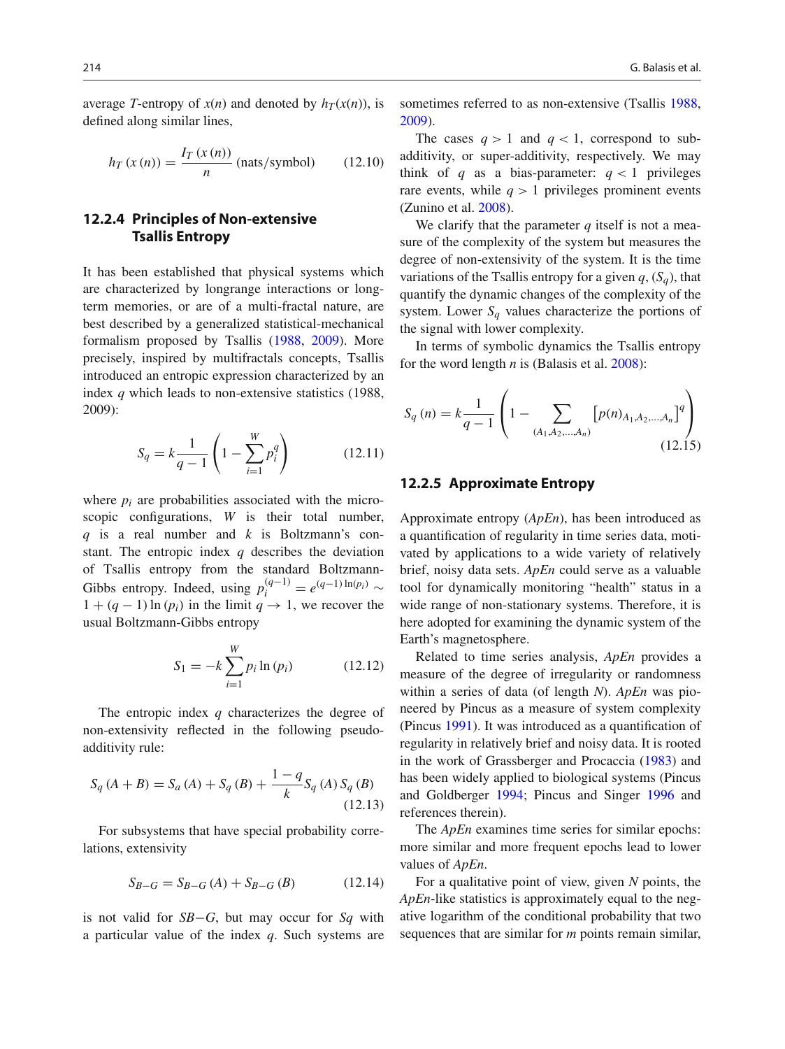average $T$-entropy of $x(n)$ and denoted by $h_T(x(n))$, is defined along similar lines,

$$h_T\left(x\left(n\right)\right) = \frac{I_T\left(x\left(n\right)\right)}{n} \text{ (nats/symbol)} \qquad (12.10)$$

### 12.2.4 Principles of Non-extensive Tsallis Entropy

It has been established that physical systems which are characterized by longrange interactions or long-term memories, or are of a multi-fractal nature, are best described by a generalized statistical-mechanical formalism proposed by Tsallis (1988, 2009). More precisely, inspired by multifractals concepts, Tsallis introduced an entropic expression characterized by an index $q$ which leads to non-extensive statistics (1988, 2009):

$$S_q = k\frac{1}{q-1}\left(1 - \sum_{i=1}^{W} p_i^q\right) \qquad (12.11)$$

where $p_i$ are probabilities associated with the microscopic configurations, $W$ is their total number, $q$ is a real number and $k$ is Boltzmann's constant. The entropic index $q$ describes the deviation of Tsallis entropy from the standard Boltzmann-Gibbs entropy. Indeed, using $p_i^{(q-1)} = e^{(q-1)\ln(p_i)} \sim 1 + (q-1)\ln(p_i)$ in the limit $q \to 1$, we recover the usual Boltzmann-Gibbs entropy

$$S_1 = -k\sum_{i=1}^{W} p_i \ln\left(p_i\right) \qquad (12.12)$$

The entropic index $q$ characterizes the degree of non-extensivity reflected in the following pseudo-additivity rule:

$$S_q\left(A+B\right) = S_a\left(A\right) + S_q\left(B\right) + \frac{1-q}{k}S_q\left(A\right)S_q\left(B\right) \qquad (12.13)$$

For subsystems that have special probability correlations, extensivity

$$S_{B-G} = S_{B-G}\left(A\right) + S_{B-G}\left(B\right) \qquad (12.14)$$

is not valid for $SB{-}G$, but may occur for $Sq$ with a particular value of the index $q$. Such systems are sometimes referred to as non-extensive (Tsallis 1988, 2009).

The cases $q > 1$ and $q < 1$, correspond to sub-additivity, or super-additivity, respectively. We may think of $q$ as a bias-parameter: $q < 1$ privileges rare events, while $q > 1$ privileges prominent events (Zunino et al. 2008).

We clarify that the parameter $q$ itself is not a measure of the complexity of the system but measures the degree of non-extensivity of the system. It is the time variations of the Tsallis entropy for a given $q$, ($S_q$), that quantify the dynamic changes of the complexity of the system. Lower $S_q$ values characterize the portions of the signal with lower complexity.

In terms of symbolic dynamics the Tsallis entropy for the word length $n$ is (Balasis et al. 2008):

$$S_q\left(n\right) = k\frac{1}{q-1}\left(1 - \sum_{(A_1,A_2,\ldots,A_n)} \left[p(n)_{A_1,A_2,\ldots,A_n}\right]^q\right) \qquad (12.15)$$

### 12.2.5 Approximate Entropy

Approximate entropy (*ApEn*), has been introduced as a quantification of regularity in time series data, motivated by applications to a wide variety of relatively brief, noisy data sets. *ApEn* could serve as a valuable tool for dynamically monitoring "health" status in a wide range of non-stationary systems. Therefore, it is here adopted for examining the dynamic system of the Earth's magnetosphere.

Related to time series analysis, *ApEn* provides a measure of the degree of irregularity or randomness within a series of data (of length $N$). *ApEn* was pioneered by Pincus as a measure of system complexity (Pincus 1991). It was introduced as a quantification of regularity in relatively brief and noisy data. It is rooted in the work of Grassberger and Procaccia (1983) and has been widely applied to biological systems (Pincus and Goldberger 1994; Pincus and Singer 1996 and references therein).

The *ApEn* examines time series for similar epochs: more similar and more frequent epochs lead to lower values of *ApEn*.

For a qualitative point of view, given $N$ points, the *ApEn*-like statistics is approximately equal to the negative logarithm of the conditional probability that two sequences that are similar for $m$ points remain similar,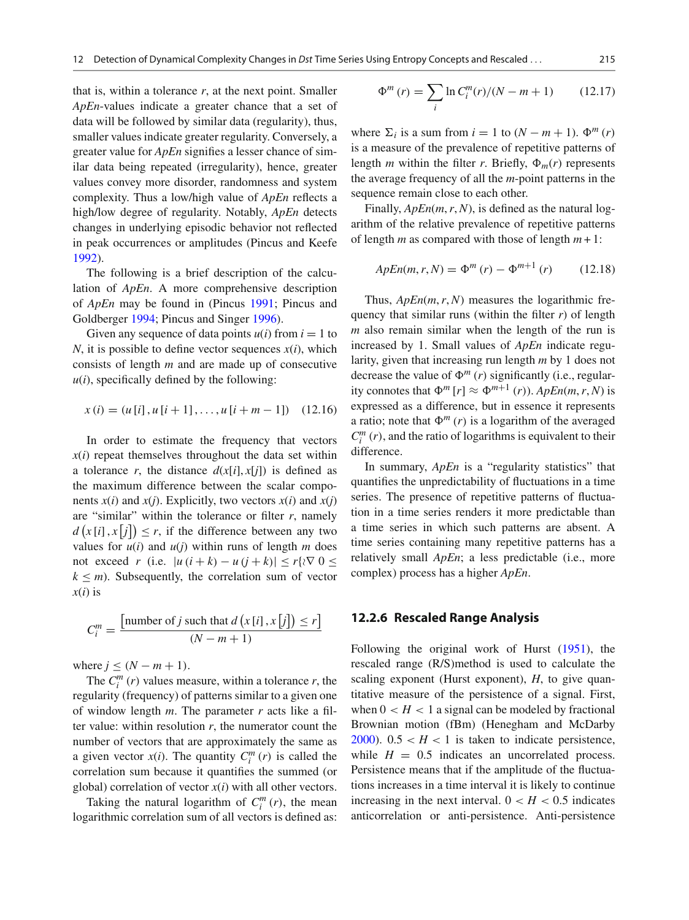that is, within a tolerance $r$, at the next point. Smaller *ApEn*-values indicate a greater chance that a set of data will be followed by similar data (regularity), thus, smaller values indicate greater regularity. Conversely, a greater value for *ApEn* signifies a lesser chance of similar data being repeated (irregularity), hence, greater values convey more disorder, randomness and system complexity. Thus a low/high value of *ApEn* reflects a high/low degree of regularity. Notably, *ApEn* detects changes in underlying episodic behavior not reflected in peak occurrences or amplitudes (Pincus and Keefe 1992).

The following is a brief description of the calculation of *ApEn*. A more comprehensive description of *ApEn* may be found in (Pincus 1991; Pincus and Goldberger 1994; Pincus and Singer 1996).

Given any sequence of data points $u(i)$ from $i = 1$ to $N$, it is possible to define vector sequences $x(i)$, which consists of length $m$ and are made up of consecutive $u(i)$, specifically defined by the following:

$$x(i) = (u[i], u[i+1], \ldots, u[i+m-1]) \qquad (12.16)$$

In order to estimate the frequency that vectors $x(i)$ repeat themselves throughout the data set within a tolerance $r$, the distance $d(x[i], x[j])$ is defined as the maximum difference between the scalar components $x(i)$ and $x(j)$. Explicitly, two vectors $x(i)$ and $x(j)$ are "similar" within the tolerance or filter $r$, namely $d\left(x[i], x[j]\right) \leq r$, if the difference between any two values for $u(i)$ and $u(j)$ within runs of length $m$ does not exceed $r$ (i.e. $|u(i+k) - u(j+k)| \leq r\{\wr\nabla\ 0 \leq k \leq m)$. Subsequently, the correlation sum of vector $x(i)$ is

$$C_i^m = \frac{\left[\text{number of } j \text{ such that } d\left(x[i], x[j]\right) \leq r\right]}{(N-m+1)}$$

where $j \leq (N - m + 1)$.

The $C_i^m(r)$ values measure, within a tolerance $r$, the regularity (frequency) of patterns similar to a given one of window length $m$. The parameter $r$ acts like a filter value: within resolution $r$, the numerator count the number of vectors that are approximately the same as a given vector $x(i)$. The quantity $C_i^m(r)$ is called the correlation sum because it quantifies the summed (or global) correlation of vector $x(i)$ with all other vectors.

Taking the natural logarithm of $C_i^m(r)$, the mean logarithmic correlation sum of all vectors is defined as:

$$\Phi^m(r) = \sum_i \ln C_i^m(r)/(N-m+1) \qquad (12.17)$$

where $\Sigma_i$ is a sum from $i = 1$ to $(N - m + 1)$. $\Phi^m(r)$ is a measure of the prevalence of repetitive patterns of length $m$ within the filter $r$. Briefly, $\Phi_m(r)$ represents the average frequency of all the $m$-point patterns in the sequence remain close to each other.

Finally, $ApEn(m, r, N)$, is defined as the natural logarithm of the relative prevalence of repetitive patterns of length $m$ as compared with those of length $m+1$:

$$ApEn(m, r, N) = \Phi^m(r) - \Phi^{m+1}(r) \qquad (12.18)$$

Thus, $ApEn(m, r, N)$ measures the logarithmic frequency that similar runs (within the filter $r$) of length $m$ also remain similar when the length of the run is increased by 1. Small values of *ApEn* indicate regularity, given that increasing run length $m$ by 1 does not decrease the value of $\Phi^m(r)$ significantly (i.e., regularity connotes that $\Phi^m[r] \approx \Phi^{m+1}(r)$). $ApEn(m, r, N)$ is expressed as a difference, but in essence it represents a ratio; note that $\Phi^m(r)$ is a logarithm of the averaged $C_i^m(r)$, and the ratio of logarithms is equivalent to their difference.

In summary, *ApEn* is a "regularity statistics" that quantifies the unpredictability of fluctuations in a time series. The presence of repetitive patterns of fluctuation in a time series renders it more predictable than a time series in which such patterns are absent. A time series containing many repetitive patterns has a relatively small *ApEn*; a less predictable (i.e., more complex) process has a higher *ApEn*.

### 12.2.6 Rescaled Range Analysis

Following the original work of Hurst (1951), the rescaled range (R/S)method is used to calculate the scaling exponent (Hurst exponent), $H$, to give quantitative measure of the persistence of a signal. First, when $0 < H < 1$ a signal can be modeled by fractional Brownian motion (fBm) (Heneghan and McDarby 2000). $0.5 < H < 1$ is taken to indicate persistence, while $H = 0.5$ indicates an uncorrelated process. Persistence means that if the amplitude of the fluctuations increases in a time interval it is likely to continue increasing in the next interval. $0 < H < 0.5$ indicates anticorrelation or anti-persistence. Anti-persistence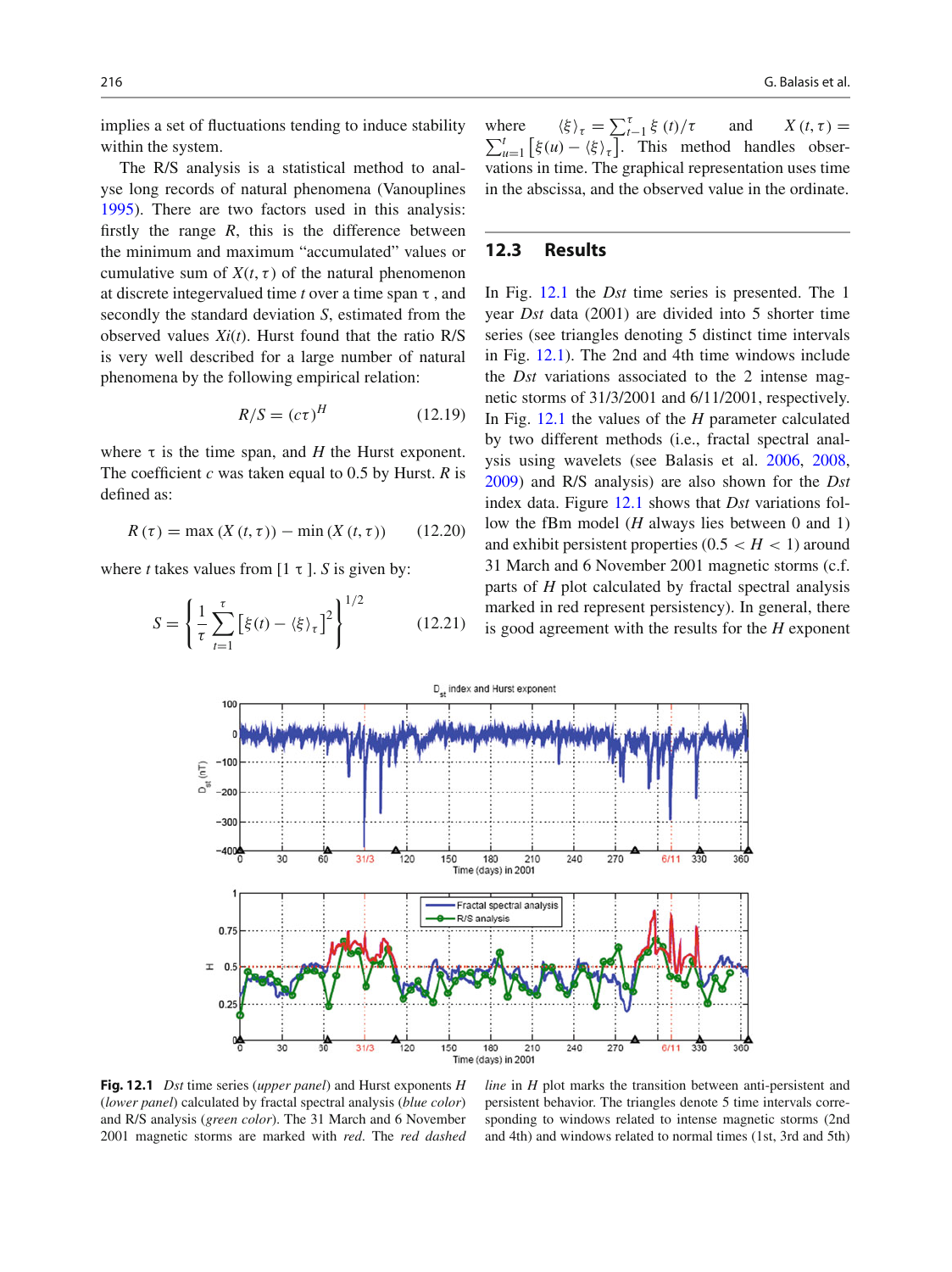implies a set of fluctuations tending to induce stability within the system.

The R/S analysis is a statistical method to analyse long records of natural phenomena (Vanouplines 1995). There are two factors used in this analysis: firstly the range $R$, this is the difference between the minimum and maximum "accumulated" values or cumulative sum of $X(t, \tau)$ of the natural phenomenon at discrete integervalued time $t$ over a time span $\tau$ , and secondly the standard deviation $S$, estimated from the observed values $Xi(t)$. Hurst found that the ratio R/S is very well described for a large number of natural phenomena by the following empirical relation:

$$R/S = (c\tau)^H \tag{12.19}$$

where $\tau$ is the time span, and $H$ the Hurst exponent. The coefficient $c$ was taken equal to 0.5 by Hurst. $R$ is defined as:

$$R(\tau) = \max(X(t,\tau)) - \min(X(t,\tau)) \tag{12.20}$$

where $t$ takes values from [1 $\tau$ ]. $S$ is given by:

$$S = \left\{\frac{1}{\tau}\sum_{t=1}^{\tau}\left[\xi(t) - \langle\xi\rangle_\tau\right]^2\right\}^{1/2} \tag{12.21}$$

where $\langle\xi\rangle_\tau = \sum_{t=1}^{\tau}\xi(t)/\tau$ and $X(t,\tau) = \sum_{u=1}^{t}\left[\xi(u) - \langle\xi\rangle_\tau\right]$. This method handles observations in time. The graphical representation uses time in the abscissa, and the observed value in the ordinate.

## 12.3 Results

In Fig. 12.1 the *Dst* time series is presented. The 1 year *Dst* data (2001) are divided into 5 shorter time series (see triangles denoting 5 distinct time intervals in Fig. 12.1). The 2nd and 4th time windows include the *Dst* variations associated to the 2 intense magnetic storms of 31/3/2001 and 6/11/2001, respectively. In Fig. 12.1 the values of the $H$ parameter calculated by two different methods (i.e., fractal spectral analysis using wavelets (see Balasis et al. 2006, 2008, 2009) and R/S analysis) are also shown for the *Dst* index data. Figure 12.1 shows that *Dst* variations follow the fBm model ($H$ always lies between 0 and 1) and exhibit persistent properties ($0.5 < H < 1$) around 31 March and 6 November 2001 magnetic storms (c.f. parts of $H$ plot calculated by fractal spectral analysis marked in red represent persistency). In general, there is good agreement with the results for the $H$ exponent

**Fig. 12.1** *Dst* time series (*upper panel*) and Hurst exponents $H$ (*lower panel*) calculated by fractal spectral analysis (*blue color*) and R/S analysis (*green color*). The 31 March and 6 November 2001 magnetic storms are marked with *red*. The *red dashed line* in $H$ plot marks the transition between anti-persistent and persistent behavior. The triangles denote 5 time intervals corresponding to windows related to intense magnetic storms (2nd and 4th) and windows related to normal times (1st, 3rd and 5th)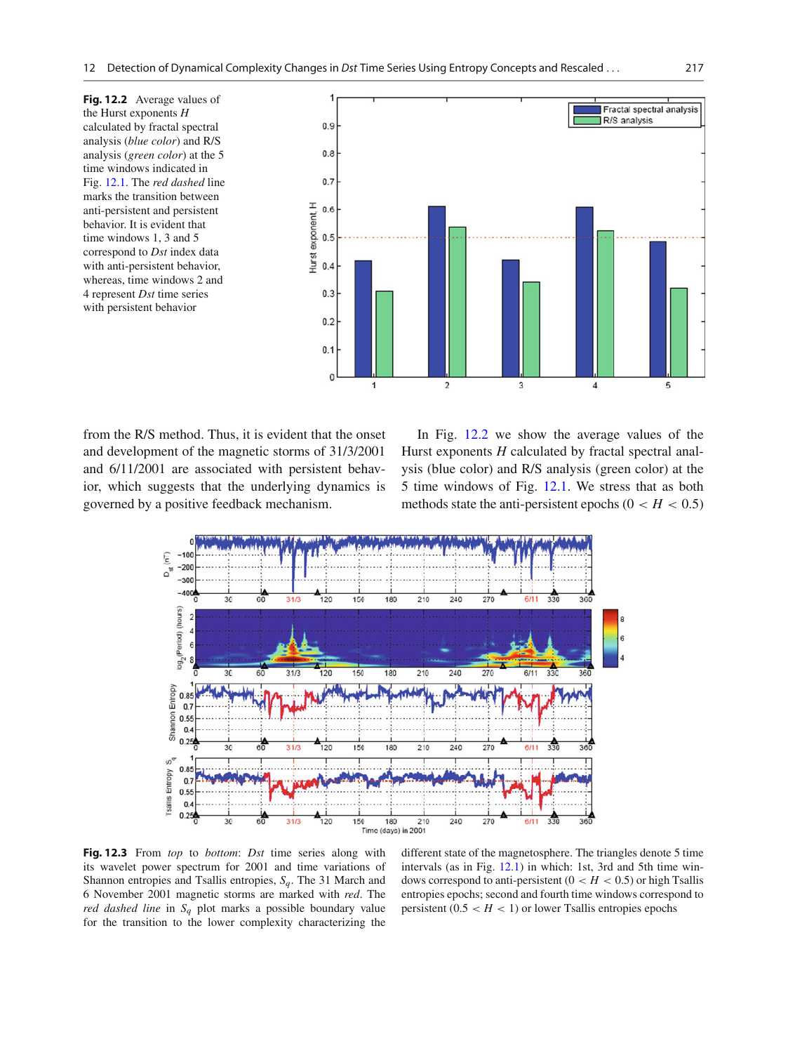**Fig. 12.2** Average values of the Hurst exponents $H$ calculated by fractal spectral analysis (*blue color*) and R/S analysis (*green color*) at the 5 time windows indicated in Fig. 12.1. The *red dashed* line marks the transition between anti-persistent and persistent behavior. It is evident that time windows 1, 3 and 5 correspond to *Dst* index data with anti-persistent behavior, whereas, time windows 2 and 4 represent *Dst* time series with persistent behavior

from the R/S method. Thus, it is evident that the onset and development of the magnetic storms of 31/3/2001 and 6/11/2001 are associated with persistent behavior, which suggests that the underlying dynamics is governed by a positive feedback mechanism.

In Fig. 12.2 we show the average values of the Hurst exponents $H$ calculated by fractal spectral analysis (blue color) and R/S analysis (green color) at the 5 time windows of Fig. 12.1. We stress that as both methods state the anti-persistent epochs ($0 < H < 0.5$)

**Fig. 12.3** From *top* to *bottom*: *Dst* time series along with its wavelet power spectrum for 2001 and time variations of Shannon entropies and Tsallis entropies, $S_q$. The 31 March and 6 November 2001 magnetic storms are marked with *red*. The *red dashed line* in $S_q$ plot marks a possible boundary value for the transition to the lower complexity characterizing the different state of the magnetosphere. The triangles denote 5 time intervals (as in Fig. 12.1) in which: 1st, 3rd and 5th time windows correspond to anti-persistent ($0 < H < 0.5$) or high Tsallis entropies epochs; second and fourth time windows correspond to persistent ($0.5 < H < 1$) or lower Tsallis entropies epochs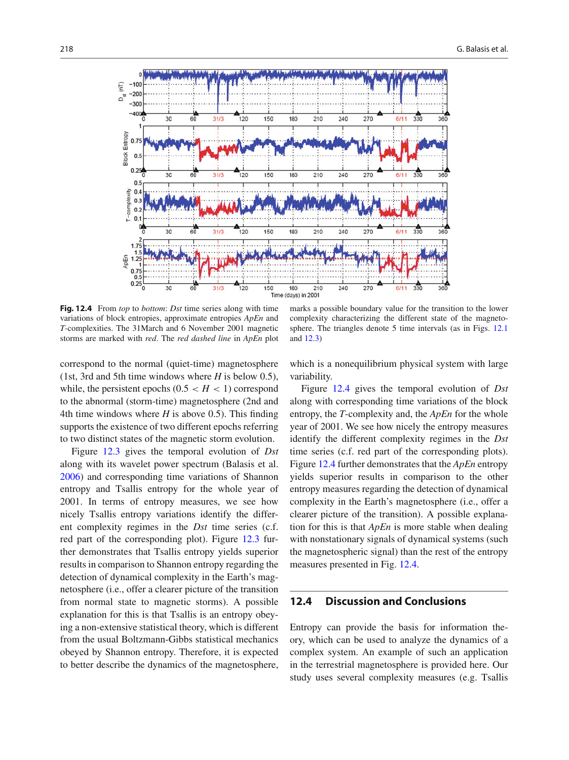**Fig. 12.4** From *top* to *bottom*: *Dst* time series along with time variations of block entropies, approximate entropies *ApEn* and *T*-complexities. The 31March and 6 November 2001 magnetic storms are marked with *red*. The *red dashed line* in *ApEn* plot marks a possible boundary value for the transition to the lower complexity characterizing the different state of the magnetosphere. The triangles denote 5 time intervals (as in Figs. 12.1 and 12.3)

correspond to the normal (quiet-time) magnetosphere (1st, 3rd and 5th time windows where $H$ is below 0.5), while, the persistent epochs ($0.5 < H < 1$) correspond to the abnormal (storm-time) magnetosphere (2nd and 4th time windows where $H$ is above 0.5). This finding supports the existence of two different epochs referring to two distinct states of the magnetic storm evolution.

Figure 12.3 gives the temporal evolution of *Dst* along with its wavelet power spectrum (Balasis et al. 2006) and corresponding time variations of Shannon entropy and Tsallis entropy for the whole year of 2001. In terms of entropy measures, we see how nicely Tsallis entropy variations identify the different complexity regimes in the *Dst* time series (c.f. red part of the corresponding plot). Figure 12.3 further demonstrates that Tsallis entropy yields superior results in comparison to Shannon entropy regarding the detection of dynamical complexity in the Earth's magnetosphere (i.e., offer a clearer picture of the transition from normal state to magnetic storms). A possible explanation for this is that Tsallis is an entropy obeying a non-extensive statistical theory, which is different from the usual Boltzmann-Gibbs statistical mechanics obeyed by Shannon entropy. Therefore, it is expected to better describe the dynamics of the magnetosphere, which is a nonequilibrium physical system with large variability.

Figure 12.4 gives the temporal evolution of *Dst* along with corresponding time variations of the block entropy, the *T*-complexity and, the *ApEn* for the whole year of 2001. We see how nicely the entropy measures identify the different complexity regimes in the *Dst* time series (c.f. red part of the corresponding plots). Figure 12.4 further demonstrates that the *ApEn* entropy yields superior results in comparison to the other entropy measures regarding the detection of dynamical complexity in the Earth's magnetosphere (i.e., offer a clearer picture of the transition). A possible explanation for this is that *ApEn* is more stable when dealing with nonstationary signals of dynamical systems (such the magnetospheric signal) than the rest of the entropy measures presented in Fig. 12.4.

## 12.4 Discussion and Conclusions

Entropy can provide the basis for information theory, which can be used to analyze the dynamics of a complex system. An example of such an application in the terrestrial magnetosphere is provided here. Our study uses several complexity measures (e.g. Tsallis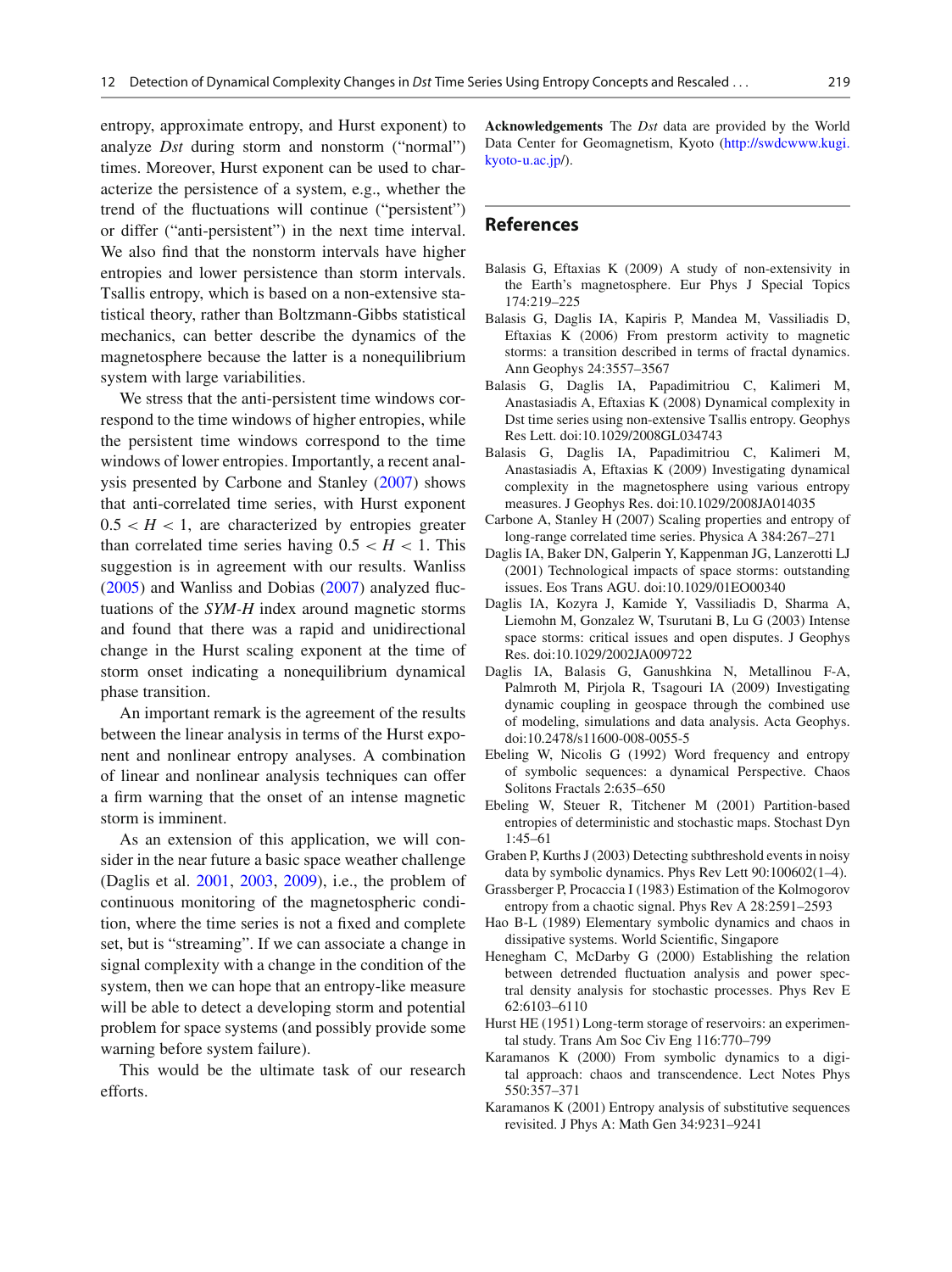entropy, approximate entropy, and Hurst exponent) to analyze *Dst* during storm and nonstorm ("normal") times. Moreover, Hurst exponent can be used to characterize the persistence of a system, e.g., whether the trend of the fluctuations will continue ("persistent") or differ ("anti-persistent") in the next time interval. We also find that the nonstorm intervals have higher entropies and lower persistence than storm intervals. Tsallis entropy, which is based on a non-extensive statistical theory, rather than Boltzmann-Gibbs statistical mechanics, can better describe the dynamics of the magnetosphere because the latter is a nonequilibrium system with large variabilities.

We stress that the anti-persistent time windows correspond to the time windows of higher entropies, while the persistent time windows correspond to the time windows of lower entropies. Importantly, a recent analysis presented by Carbone and Stanley (2007) shows that anti-correlated time series, with Hurst exponent $0.5 < H < 1$, are characterized by entropies greater than correlated time series having $0.5 < H < 1$. This suggestion is in agreement with our results. Wanliss (2005) and Wanliss and Dobias (2007) analyzed fluctuations of the *SYM-H* index around magnetic storms and found that there was a rapid and unidirectional change in the Hurst scaling exponent at the time of storm onset indicating a nonequilibrium dynamical phase transition.

An important remark is the agreement of the results between the linear analysis in terms of the Hurst exponent and nonlinear entropy analyses. A combination of linear and nonlinear analysis techniques can offer a firm warning that the onset of an intense magnetic storm is imminent.

As an extension of this application, we will consider in the near future a basic space weather challenge (Daglis et al. 2001, 2003, 2009), i.e., the problem of continuous monitoring of the magnetospheric condition, where the time series is not a fixed and complete set, but is "streaming". If we can associate a change in signal complexity with a change in the condition of the system, then we can hope that an entropy-like measure will be able to detect a developing storm and potential problem for space systems (and possibly provide some warning before system failure).

This would be the ultimate task of our research efforts.

**Acknowledgements** The *Dst* data are provided by the World Data Center for Geomagnetism, Kyoto (http://swdcwww.kugi.kyoto-u.ac.jp/).

## References

Balasis G, Eftaxias K (2009) A study of non-extensivity in the Earth's magnetosphere. Eur Phys J Special Topics 174:219–225

Balasis G, Daglis IA, Kapiris P, Mandea M, Vassiliadis D, Eftaxias K (2006) From prestorm activity to magnetic storms: a transition described in terms of fractal dynamics. Ann Geophys 24:3557–3567

Balasis G, Daglis IA, Papadimitriou C, Kalimeri M, Anastasiadis A, Eftaxias K (2008) Dynamical complexity in Dst time series using non-extensive Tsallis entropy. Geophys Res Lett. doi:10.1029/2008GL034743

Balasis G, Daglis IA, Papadimitriou C, Kalimeri M, Anastasiadis A, Eftaxias K (2009) Investigating dynamical complexity in the magnetosphere using various entropy measures. J Geophys Res. doi:10.1029/2008JA014035

Carbone A, Stanley H (2007) Scaling properties and entropy of long-range correlated time series. Physica A 384:267–271

Daglis IA, Baker DN, Galperin Y, Kappenman JG, Lanzerotti LJ (2001) Technological impacts of space storms: outstanding issues. Eos Trans AGU. doi:10.1029/01EO00340

Daglis IA, Kozyra J, Kamide Y, Vassiliadis D, Sharma A, Liemohn M, Gonzalez W, Tsurutani B, Lu G (2003) Intense space storms: critical issues and open disputes. J Geophys Res. doi:10.1029/2002JA009722

Daglis IA, Balasis G, Ganushkina N, Metallinou F-A, Palmroth M, Pirjola R, Tsagouri IA (2009) Investigating dynamic coupling in geospace through the combined use of modeling, simulations and data analysis. Acta Geophys. doi:10.2478/s11600-008-0055-5

Ebeling W, Nicolis G (1992) Word frequency and entropy of symbolic sequences: a dynamical Perspective. Chaos Solitons Fractals 2:635–650

Ebeling W, Steuer R, Titchener M (2001) Partition-based entropies of deterministic and stochastic maps. Stochast Dyn 1:45–61

Graben P, Kurths J (2003) Detecting subthreshold events in noisy data by symbolic dynamics. Phys Rev Lett 90:100602(1–4).

Grassberger P, Procaccia I (1983) Estimation of the Kolmogorov entropy from a chaotic signal. Phys Rev A 28:2591–2593

Hao B-L (1989) Elementary symbolic dynamics and chaos in dissipative systems. World Scientific, Singapore

Heneghan C, McDarby G (2000) Establishing the relation between detrended fluctuation analysis and power spectral density analysis for stochastic processes. Phys Rev E 62:6103–6110

Hurst HE (1951) Long-term storage of reservoirs: an experimental study. Trans Am Soc Civ Eng 116:770–799

Karamanos K (2000) From symbolic dynamics to a digital approach: chaos and transcendence. Lect Notes Phys 550:357–371

Karamanos K (2001) Entropy analysis of substitutive sequences revisited. J Phys A: Math Gen 34:9231–9241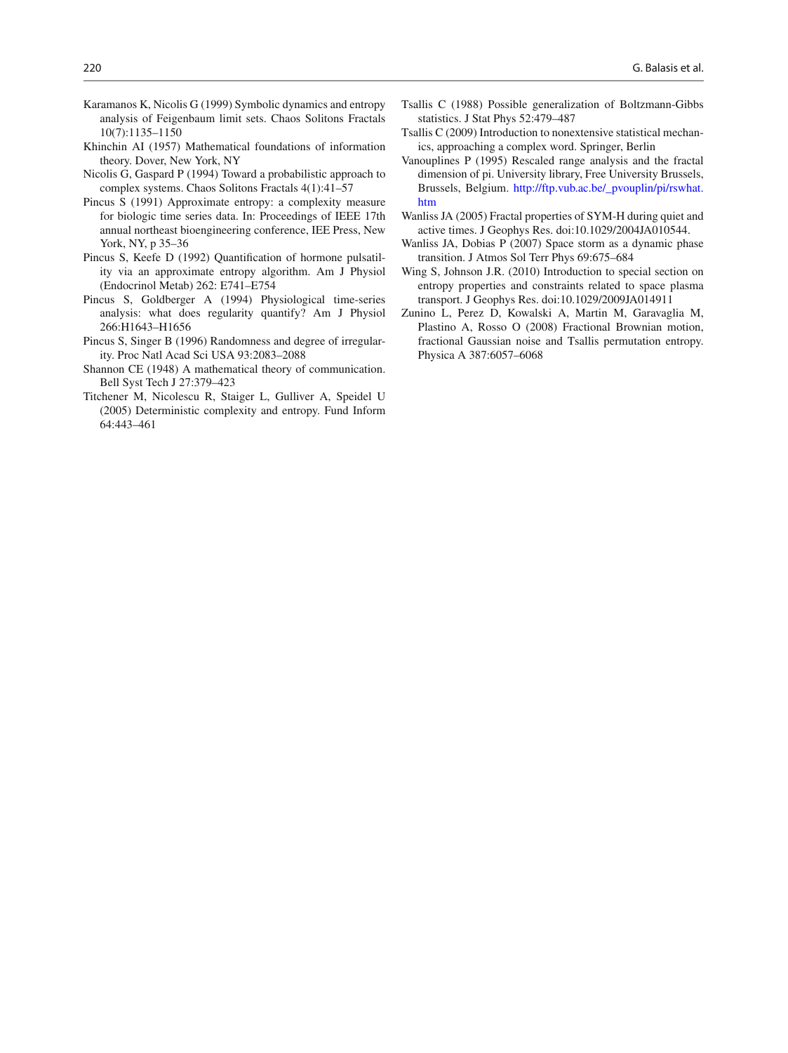Karamanos K, Nicolis G (1999) Symbolic dynamics and entropy analysis of Feigenbaum limit sets. Chaos Solitons Fractals 10(7):1135–1150

Khinchin AI (1957) Mathematical foundations of information theory. Dover, New York, NY

Nicolis G, Gaspard P (1994) Toward a probabilistic approach to complex systems. Chaos Solitons Fractals 4(1):41–57

Pincus S (1991) Approximate entropy: a complexity measure for biologic time series data. In: Proceedings of IEEE 17th annual northeast bioengineering conference, IEE Press, New York, NY, p 35–36

Pincus S, Keefe D (1992) Quantification of hormone pulsatility via an approximate entropy algorithm. Am J Physiol (Endocrinol Metab) 262: E741–E754

Pincus S, Goldberger A (1994) Physiological time-series analysis: what does regularity quantify? Am J Physiol 266:H1643–H1656

Pincus S, Singer B (1996) Randomness and degree of irregularity. Proc Natl Acad Sci USA 93:2083–2088

Shannon CE (1948) A mathematical theory of communication. Bell Syst Tech J 27:379–423

Titchener M, Nicolescu R, Staiger L, Gulliver A, Speidel U (2005) Deterministic complexity and entropy. Fund Inform 64:443–461

Tsallis C (1988) Possible generalization of Boltzmann-Gibbs statistics. J Stat Phys 52:479–487

Tsallis C (2009) Introduction to nonextensive statistical mechanics, approaching a complex word. Springer, Berlin

Vanouplines P (1995) Rescaled range analysis and the fractal dimension of pi. University library, Free University Brussels, Brussels, Belgium. http://ftp.vub.ac.be/_pvouplin/pi/rswhat.htm

Wanliss JA (2005) Fractal properties of SYM-H during quiet and active times. J Geophys Res. doi:10.1029/2004JA010544.

Wanliss JA, Dobias P (2007) Space storm as a dynamic phase transition. J Atmos Sol Terr Phys 69:675–684

Wing S, Johnson J.R. (2010) Introduction to special section on entropy properties and constraints related to space plasma transport. J Geophys Res. doi:10.1029/2009JA014911

Zunino L, Perez D, Kowalski A, Martin M, Garavaglia M, Plastino A, Rosso O (2008) Fractional Brownian motion, fractional Gaussian noise and Tsallis permutation entropy. Physica A 387:6057–6068